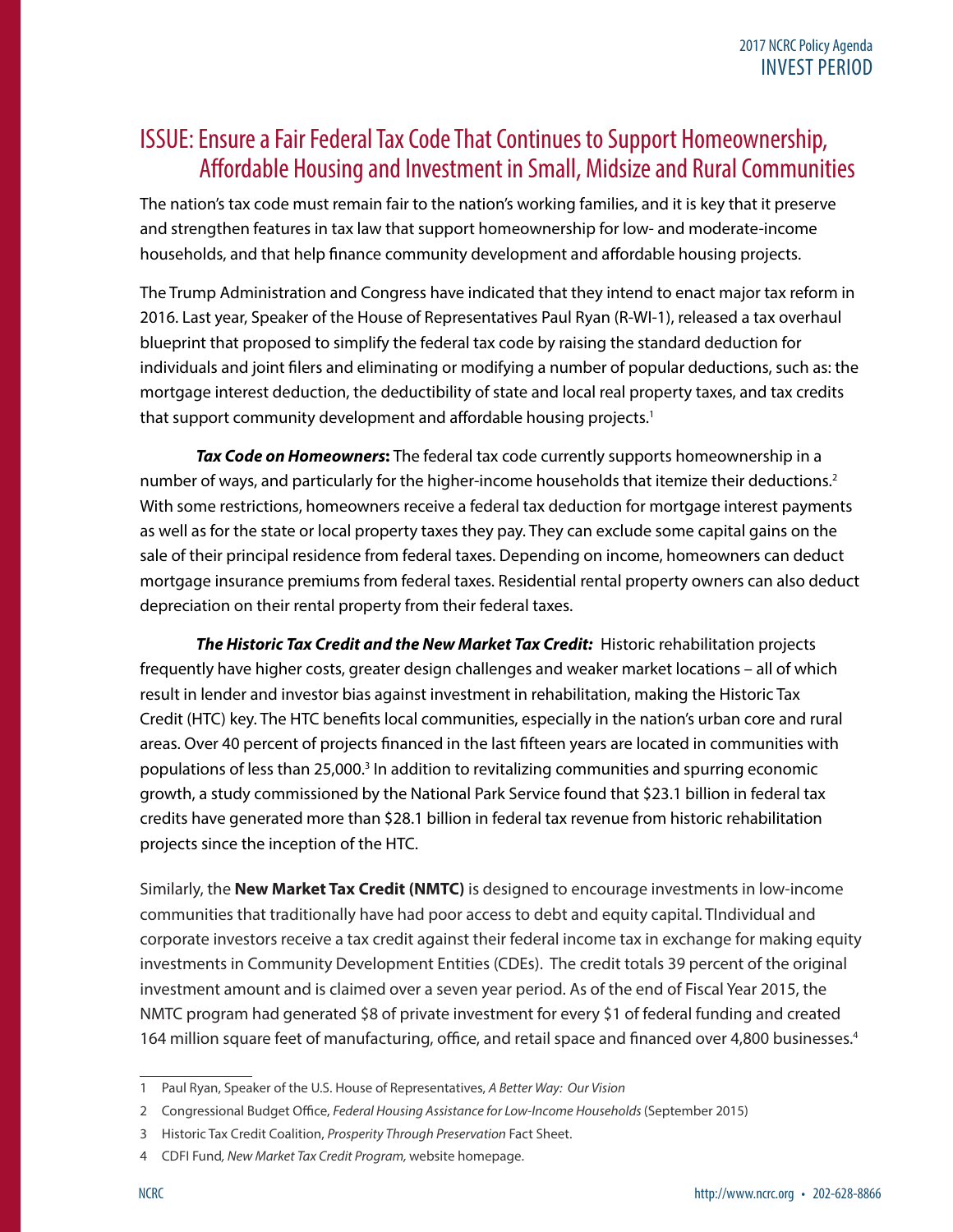## ISSUE: Ensure a Fair Federal Tax Code That Continues to Support Homeownership, Affordable Housing and Investment in Small, Midsize and Rural Communities

The nation's tax code must remain fair to the nation's working families, and it is key that it preserve and strengthen features in tax law that support homeownership for low- and moderate-income households, and that help finance community development and affordable housing projects.

The Trump Administration and Congress have indicated that they intend to enact major tax reform in 2016. Last year, Speaker of the House of Representatives Paul Ryan (R-WI-1), released a tax overhaul blueprint that proposed to simplify the federal tax code by raising the standard deduction for individuals and joint filers and eliminating or modifying a number of popular deductions, such as: the mortgage interest deduction, the deductibility of state and local real property taxes, and tax credits that support community development and affordable housing projects.[1]

***Tax Code on Homeowners*:** The federal tax code currently supports homeownership in a number of ways, and particularly for the higher-income households that itemize their deductions.[2] With some restrictions, homeowners receive a federal tax deduction for mortgage interest payments as well as for the state or local property taxes they pay. They can exclude some capital gains on the sale of their principal residence from federal taxes. Depending on income, homeowners can deduct mortgage insurance premiums from federal taxes. Residential rental property owners can also deduct depreciation on their rental property from their federal taxes.

***The Historic Tax Credit and the New Market Tax Credit:*** Historic rehabilitation projects frequently have higher costs, greater design challenges and weaker market locations – all of which result in lender and investor bias against investment in rehabilitation, making the Historic Tax Credit (HTC) key. The HTC benefits local communities, especially in the nation's urban core and rural areas. Over 40 percent of projects financed in the last fifteen years are located in communities with populations of less than 25,000.[3] In addition to revitalizing communities and spurring economic growth, a study commissioned by the National Park Service found that $23.1 billion in federal tax credits have generated more than $28.1 billion in federal tax revenue from historic rehabilitation projects since the inception of the HTC.

Similarly, the **New Market Tax Credit (NMTC)** is designed to encourage investments in low-income communities that traditionally have had poor access to debt and equity capital. TIndividual and corporate investors receive a tax credit against their federal income tax in exchange for making equity investments in Community Development Entities (CDEs). The credit totals 39 percent of the original investment amount and is claimed over a seven year period. As of the end of Fiscal Year 2015, the NMTC program had generated $8 of private investment for every $1 of federal funding and created 164 million square feet of manufacturing, office, and retail space and financed over 4,800 businesses.[4]

---

1 Paul Ryan, Speaker of the U.S. House of Representatives, *A Better Way: Our Vision*

2 Congressional Budget Office, *Federal Housing Assistance for Low-Income Households* (September 2015)

3 Historic Tax Credit Coalition, *Prosperity Through Preservation* Fact Sheet.

4 CDFI Fund, *New Market Tax Credit Program,* website homepage.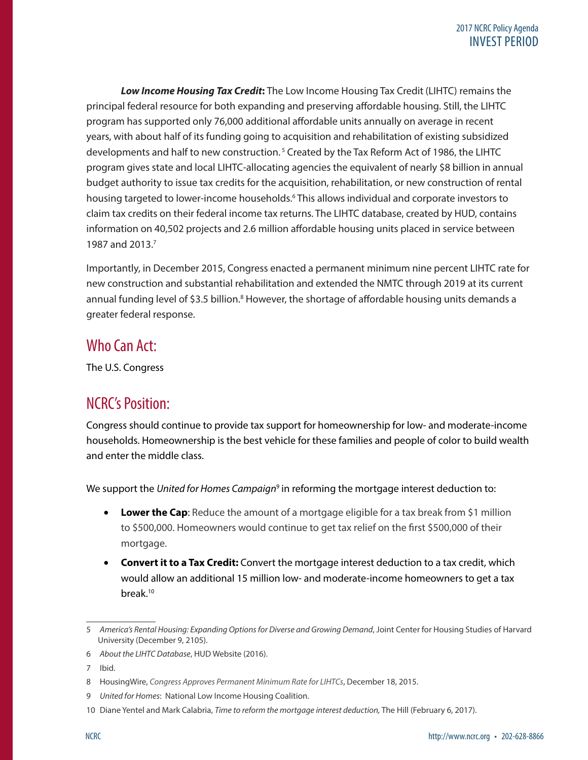***Low Income Housing Tax Credit*:** The Low Income Housing Tax Credit (LIHTC) remains the principal federal resource for both expanding and preserving affordable housing. Still, the LIHTC program has supported only 76,000 additional affordable units annually on average in recent years, with about half of its funding going to acquisition and rehabilitation of existing subsidized developments and half to new construction.[5] Created by the Tax Reform Act of 1986, the LIHTC program gives state and local LIHTC-allocating agencies the equivalent of nearly $8 billion in annual budget authority to issue tax credits for the acquisition, rehabilitation, or new construction of rental housing targeted to lower-income households.[6] This allows individual and corporate investors to claim tax credits on their federal income tax returns. The LIHTC database, created by HUD, contains information on 40,502 projects and 2.6 million affordable housing units placed in service between 1987 and 2013.[7]

Importantly, in December 2015, Congress enacted a permanent minimum nine percent LIHTC rate for new construction and substantial rehabilitation and extended the NMTC through 2019 at its current annual funding level of $3.5 billion.[8] However, the shortage of affordable housing units demands a greater federal response.

## Who Can Act:

The U.S. Congress

## NCRC's Position:

Congress should continue to provide tax support for homeownership for low- and moderate-income households. Homeownership is the best vehicle for these families and people of color to build wealth and enter the middle class.

We support the *United for Homes Campaign*[9] in reforming the mortgage interest deduction to:

- **Lower the Cap**: Reduce the amount of a mortgage eligible for a tax break from $1 million to $500,000. Homeowners would continue to get tax relief on the first $500,000 of their mortgage.
- **Convert it to a Tax Credit:** Convert the mortgage interest deduction to a tax credit, which would allow an additional 15 million low- and moderate-income homeowners to get a tax break.[10]

---

5 *America's Rental Housing: Expanding Options for Diverse and Growing Demand*, Joint Center for Housing Studies of Harvard University (December 9, 2105).

6 *About the LIHTC Database*, HUD Website (2016).

7 Ibid.

8 HousingWire, *Congress Approves Permanent Minimum Rate for LIHTCs*, December 18, 2015.

9 *United for Homes*: National Low Income Housing Coalition.

10 Diane Yentel and Mark Calabria, *Time to reform the mortgage interest deduction,* The Hill (February 6, 2017).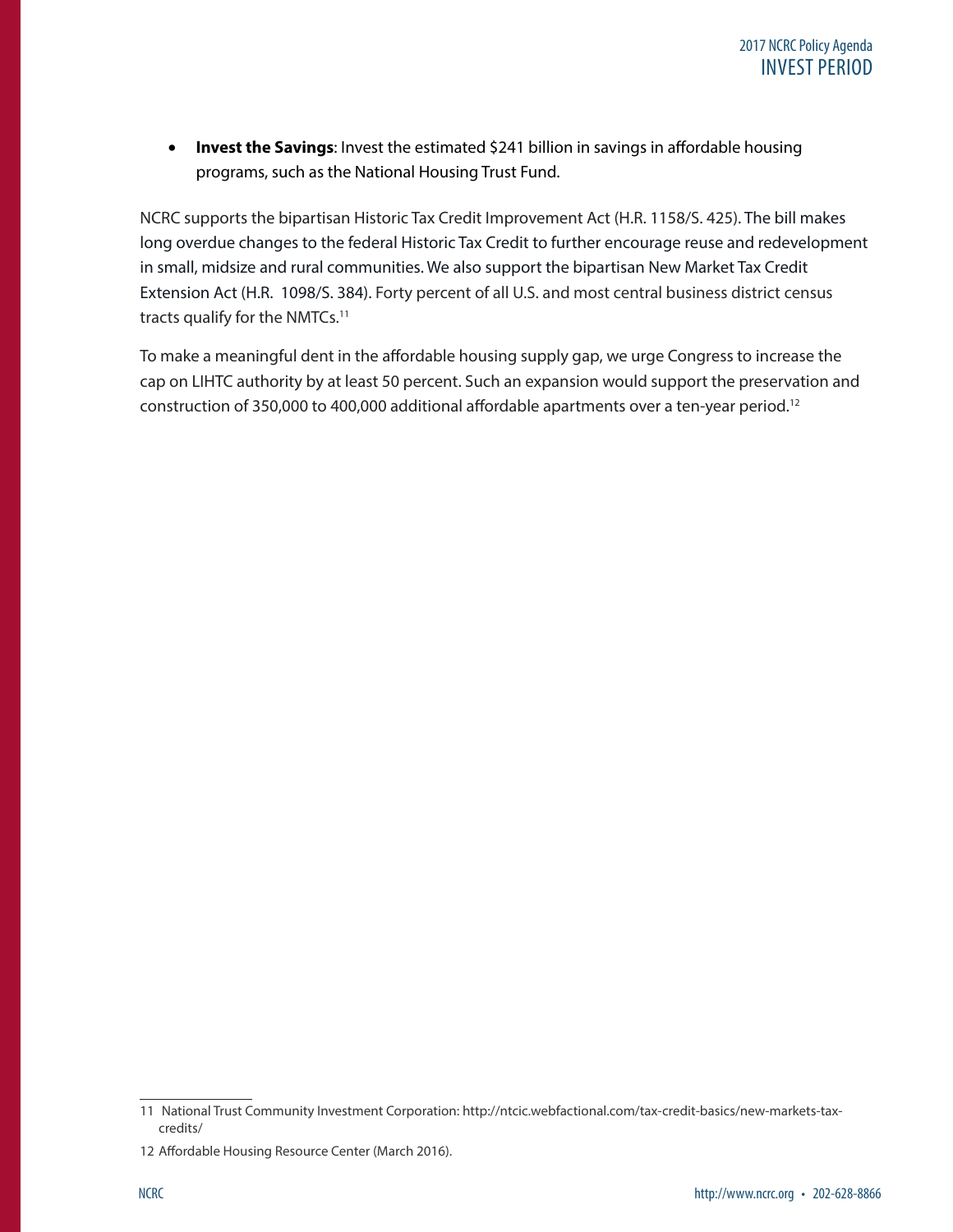- **Invest the Savings**: Invest the estimated $241 billion in savings in affordable housing programs, such as the National Housing Trust Fund.

NCRC supports the bipartisan Historic Tax Credit Improvement Act (H.R. 1158/S. 425). The bill makes long overdue changes to the federal Historic Tax Credit to further encourage reuse and redevelopment in small, midsize and rural communities. We also support the bipartisan New Market Tax Credit Extension Act (H.R. 1098/S. 384). Forty percent of all U.S. and most central business district census tracts qualify for the NMTCs.[11]

To make a meaningful dent in the affordable housing supply gap, we urge Congress to increase the cap on LIHTC authority by at least 50 percent. Such an expansion would support the preservation and construction of 350,000 to 400,000 additional affordable apartments over a ten-year period.[12]

---

11 National Trust Community Investment Corporation: http://ntcic.webfactional.com/tax-credit-basics/new-markets-tax-credits/

12 Affordable Housing Resource Center (March 2016).